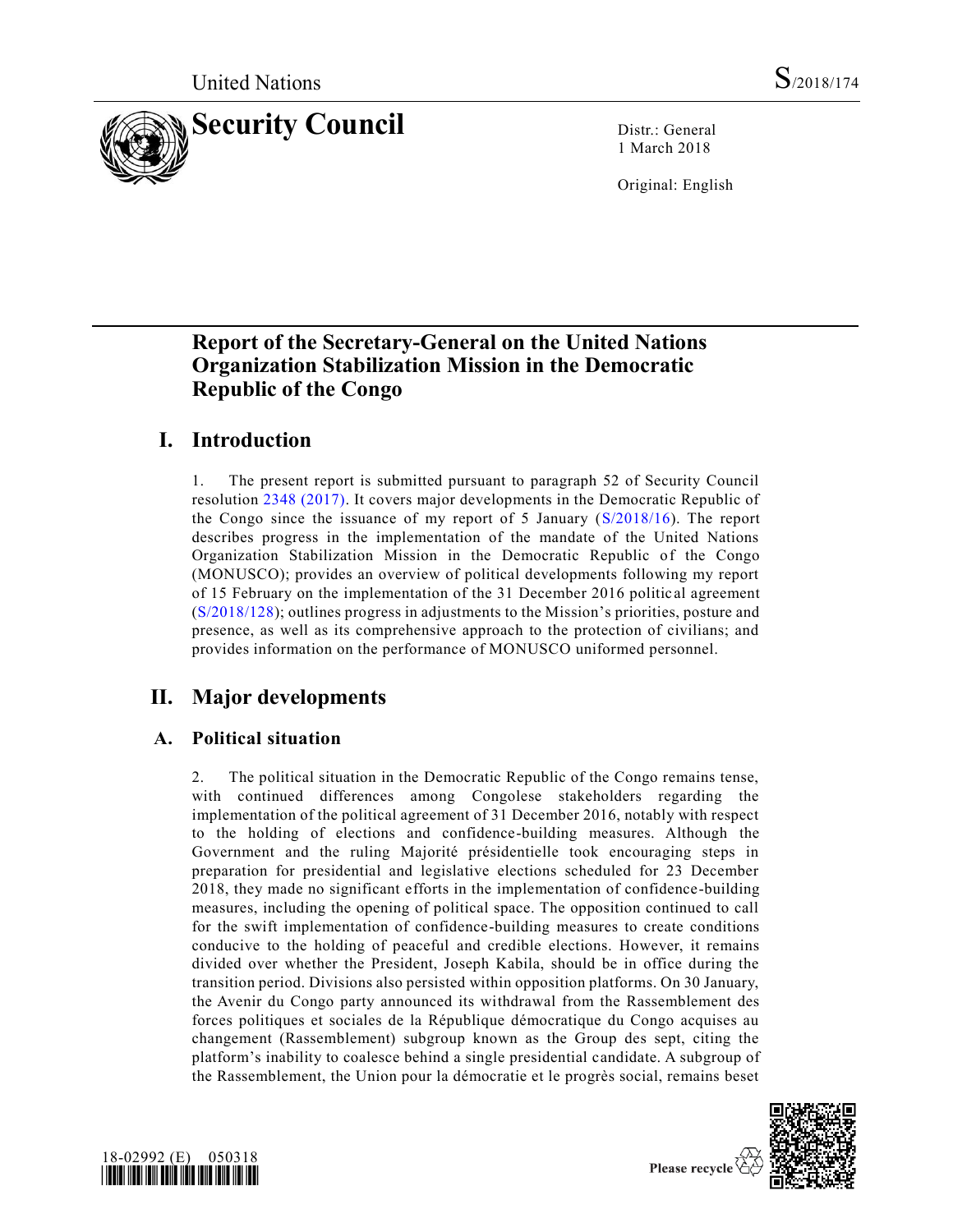United Nations S/2018/174

# Security Council

Distr.: General
1 March 2018

Original: English

## Report of the Secretary-General on the United Nations Organization Stabilization Mission in the Democratic Republic of the Congo

## I. Introduction

1. The present report is submitted pursuant to paragraph 52 of Security Council resolution 2348 (2017). It covers major developments in the Democratic Republic of the Congo since the issuance of my report of 5 January (S/2018/16). The report describes progress in the implementation of the mandate of the United Nations Organization Stabilization Mission in the Democratic Republic of the Congo (MONUSCO); provides an overview of political developments following my report of 15 February on the implementation of the 31 December 2016 political agreement (S/2018/128); outlines progress in adjustments to the Mission's priorities, posture and presence, as well as its comprehensive approach to the protection of civilians; and provides information on the performance of MONUSCO uniformed personnel.

## II. Major developments

### A. Political situation

2. The political situation in the Democratic Republic of the Congo remains tense, with continued differences among Congolese stakeholders regarding the implementation of the political agreement of 31 December 2016, notably with respect to the holding of elections and confidence-building measures. Although the Government and the ruling Majorité présidentielle took encouraging steps in preparation for presidential and legislative elections scheduled for 23 December 2018, they made no significant efforts in the implementation of confidence-building measures, including the opening of political space. The opposition continued to call for the swift implementation of confidence-building measures to create conditions conducive to the holding of peaceful and credible elections. However, it remains divided over whether the President, Joseph Kabila, should be in office during the transition period. Divisions also persisted within opposition platforms. On 30 January, the Avenir du Congo party announced its withdrawal from the Rassemblement des forces politiques et sociales de la République démocratique du Congo acquises au changement (Rassemblement) subgroup known as the Group des sept, citing the platform's inability to coalesce behind a single presidential candidate. A subgroup of the Rassemblement, the Union pour la démocratie et le progrès social, remains beset

18-02992 (E) 050318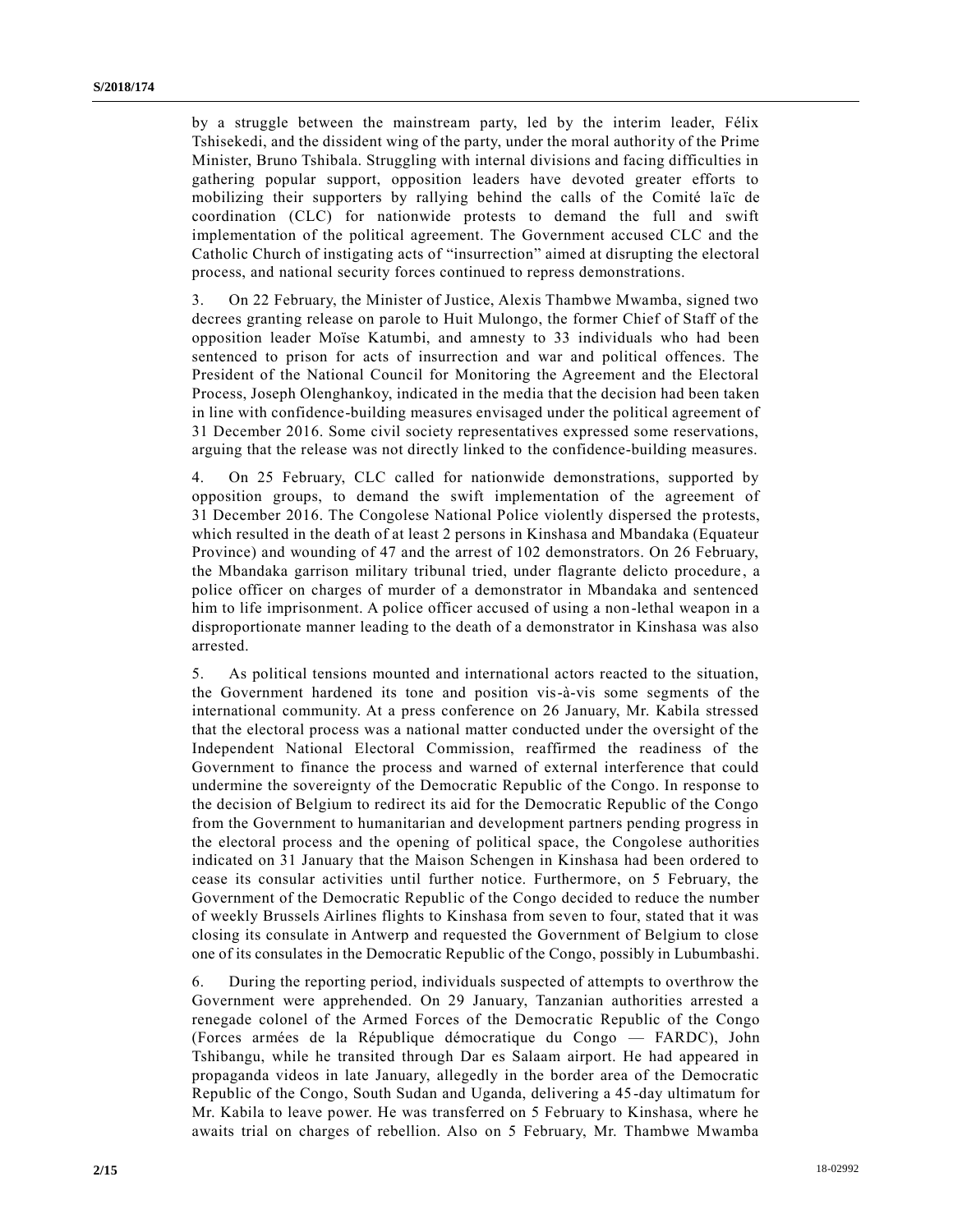by a struggle between the mainstream party, led by the interim leader, Félix Tshisekedi, and the dissident wing of the party, under the moral authority of the Prime Minister, Bruno Tshibala. Struggling with internal divisions and facing difficulties in gathering popular support, opposition leaders have devoted greater efforts to mobilizing their supporters by rallying behind the calls of the Comité laïc de coordination (CLC) for nationwide protests to demand the full and swift implementation of the political agreement. The Government accused CLC and the Catholic Church of instigating acts of "insurrection" aimed at disrupting the electoral process, and national security forces continued to repress demonstrations.

3. On 22 February, the Minister of Justice, Alexis Thambwe Mwamba, signed two decrees granting release on parole to Huit Mulongo, the former Chief of Staff of the opposition leader Moïse Katumbi, and amnesty to 33 individuals who had been sentenced to prison for acts of insurrection and war and political offences. The President of the National Council for Monitoring the Agreement and the Electoral Process, Joseph Olenghankoy, indicated in the media that the decision had been taken in line with confidence-building measures envisaged under the political agreement of 31 December 2016. Some civil society representatives expressed some reservations, arguing that the release was not directly linked to the confidence-building measures.

4. On 25 February, CLC called for nationwide demonstrations, supported by opposition groups, to demand the swift implementation of the agreement of 31 December 2016. The Congolese National Police violently dispersed the protests, which resulted in the death of at least 2 persons in Kinshasa and Mbandaka (Equateur Province) and wounding of 47 and the arrest of 102 demonstrators. On 26 February, the Mbandaka garrison military tribunal tried, under flagrante delicto procedure, a police officer on charges of murder of a demonstrator in Mbandaka and sentenced him to life imprisonment. A police officer accused of using a non-lethal weapon in a disproportionate manner leading to the death of a demonstrator in Kinshasa was also arrested.

5. As political tensions mounted and international actors reacted to the situation, the Government hardened its tone and position vis-à-vis some segments of the international community. At a press conference on 26 January, Mr. Kabila stressed that the electoral process was a national matter conducted under the oversight of the Independent National Electoral Commission, reaffirmed the readiness of the Government to finance the process and warned of external interference that could undermine the sovereignty of the Democratic Republic of the Congo. In response to the decision of Belgium to redirect its aid for the Democratic Republic of the Congo from the Government to humanitarian and development partners pending progress in the electoral process and the opening of political space, the Congolese authorities indicated on 31 January that the Maison Schengen in Kinshasa had been ordered to cease its consular activities until further notice. Furthermore, on 5 February, the Government of the Democratic Republic of the Congo decided to reduce the number of weekly Brussels Airlines flights to Kinshasa from seven to four, stated that it was closing its consulate in Antwerp and requested the Government of Belgium to close one of its consulates in the Democratic Republic of the Congo, possibly in Lubumbashi.

6. During the reporting period, individuals suspected of attempts to overthrow the Government were apprehended. On 29 January, Tanzanian authorities arrested a renegade colonel of the Armed Forces of the Democratic Republic of the Congo (Forces armées de la République démocratique du Congo — FARDC), John Tshibangu, while he transited through Dar es Salaam airport. He had appeared in propaganda videos in late January, allegedly in the border area of the Democratic Republic of the Congo, South Sudan and Uganda, delivering a 45-day ultimatum for Mr. Kabila to leave power. He was transferred on 5 February to Kinshasa, where he awaits trial on charges of rebellion. Also on 5 February, Mr. Thambwe Mwamba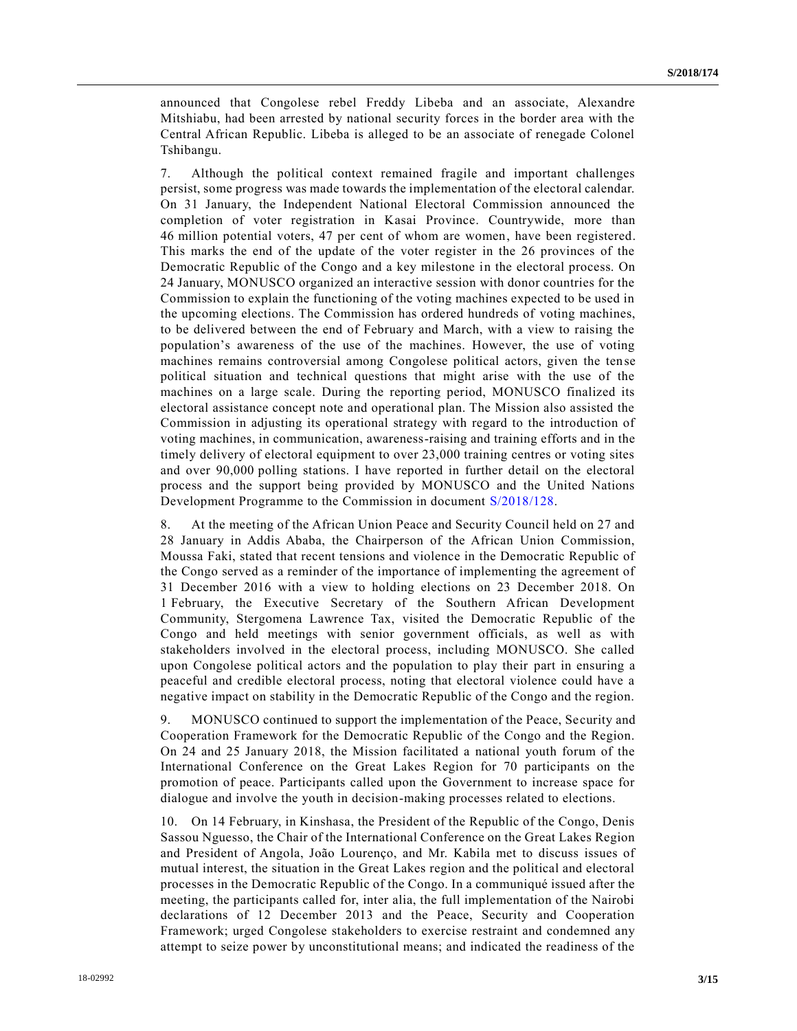announced that Congolese rebel Freddy Libeba and an associate, Alexandre Mitshiabu, had been arrested by national security forces in the border area with the Central African Republic. Libeba is alleged to be an associate of renegade Colonel Tshibangu.

7. Although the political context remained fragile and important challenges persist, some progress was made towards the implementation of the electoral calendar. On 31 January, the Independent National Electoral Commission announced the completion of voter registration in Kasai Province. Countrywide, more than 46 million potential voters, 47 per cent of whom are women, have been registered. This marks the end of the update of the voter register in the 26 provinces of the Democratic Republic of the Congo and a key milestone in the electoral process. On 24 January, MONUSCO organized an interactive session with donor countries for the Commission to explain the functioning of the voting machines expected to be used in the upcoming elections. The Commission has ordered hundreds of voting machines, to be delivered between the end of February and March, with a view to raising the population's awareness of the use of the machines. However, the use of voting machines remains controversial among Congolese political actors, given the tense political situation and technical questions that might arise with the use of the machines on a large scale. During the reporting period, MONUSCO finalized its electoral assistance concept note and operational plan. The Mission also assisted the Commission in adjusting its operational strategy with regard to the introduction of voting machines, in communication, awareness-raising and training efforts and in the timely delivery of electoral equipment to over 23,000 training centres or voting sites and over 90,000 polling stations. I have reported in further detail on the electoral process and the support being provided by MONUSCO and the United Nations Development Programme to the Commission in document S/2018/128.

8. At the meeting of the African Union Peace and Security Council held on 27 and 28 January in Addis Ababa, the Chairperson of the African Union Commission, Moussa Faki, stated that recent tensions and violence in the Democratic Republic of the Congo served as a reminder of the importance of implementing the agreement of 31 December 2016 with a view to holding elections on 23 December 2018. On 1 February, the Executive Secretary of the Southern African Development Community, Stergomena Lawrence Tax, visited the Democratic Republic of the Congo and held meetings with senior government officials, as well as with stakeholders involved in the electoral process, including MONUSCO. She called upon Congolese political actors and the population to play their part in ensuring a peaceful and credible electoral process, noting that electoral violence could have a negative impact on stability in the Democratic Republic of the Congo and the region.

9. MONUSCO continued to support the implementation of the Peace, Security and Cooperation Framework for the Democratic Republic of the Congo and the Region. On 24 and 25 January 2018, the Mission facilitated a national youth forum of the International Conference on the Great Lakes Region for 70 participants on the promotion of peace. Participants called upon the Government to increase space for dialogue and involve the youth in decision-making processes related to elections.

10. On 14 February, in Kinshasa, the President of the Republic of the Congo, Denis Sassou Nguesso, the Chair of the International Conference on the Great Lakes Region and President of Angola, João Lourenço, and Mr. Kabila met to discuss issues of mutual interest, the situation in the Great Lakes region and the political and electoral processes in the Democratic Republic of the Congo. In a communiqué issued after the meeting, the participants called for, inter alia, the full implementation of the Nairobi declarations of 12 December 2013 and the Peace, Security and Cooperation Framework; urged Congolese stakeholders to exercise restraint and condemned any attempt to seize power by unconstitutional means; and indicated the readiness of the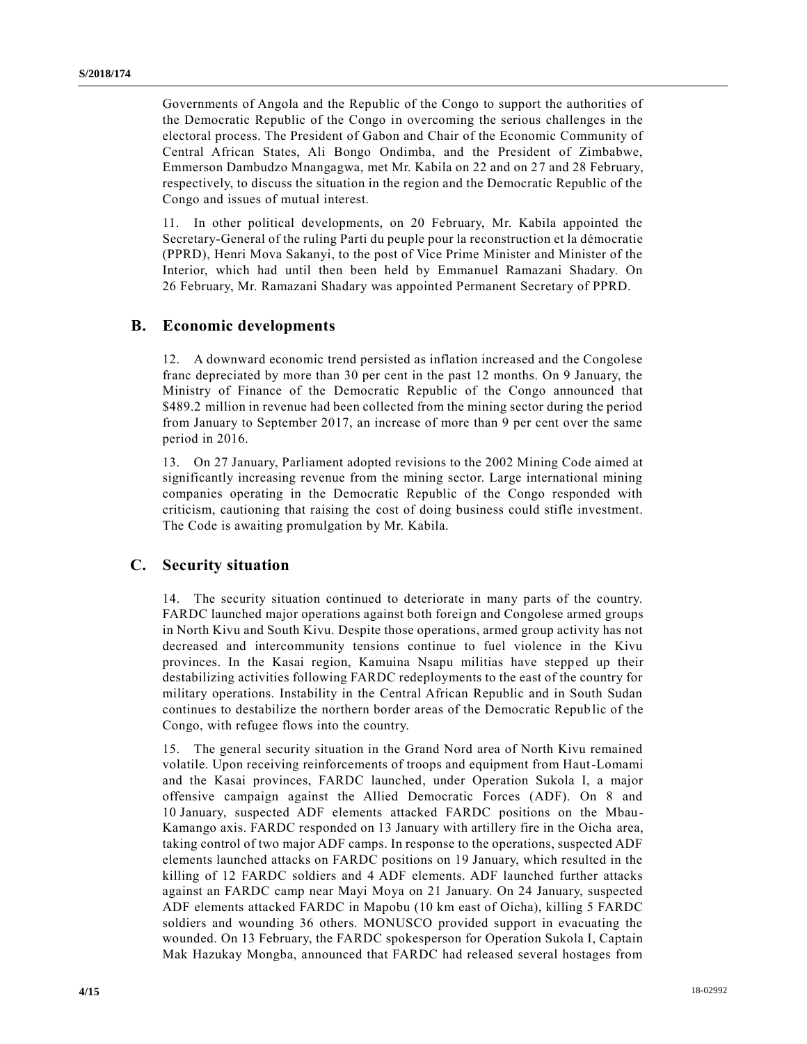Governments of Angola and the Republic of the Congo to support the authorities of the Democratic Republic of the Congo in overcoming the serious challenges in the electoral process. The President of Gabon and Chair of the Economic Community of Central African States, Ali Bongo Ondimba, and the President of Zimbabwe, Emmerson Dambudzo Mnangagwa, met Mr. Kabila on 22 and on 27 and 28 February, respectively, to discuss the situation in the region and the Democratic Republic of the Congo and issues of mutual interest.

11. In other political developments, on 20 February, Mr. Kabila appointed the Secretary-General of the ruling Parti du peuple pour la reconstruction et la démocratie (PPRD), Henri Mova Sakanyi, to the post of Vice Prime Minister and Minister of the Interior, which had until then been held by Emmanuel Ramazani Shadary. On 26 February, Mr. Ramazani Shadary was appointed Permanent Secretary of PPRD.

## B. Economic developments

12. A downward economic trend persisted as inflation increased and the Congolese franc depreciated by more than 30 per cent in the past 12 months. On 9 January, the Ministry of Finance of the Democratic Republic of the Congo announced that $489.2 million in revenue had been collected from the mining sector during the period from January to September 2017, an increase of more than 9 per cent over the same period in 2016.

13. On 27 January, Parliament adopted revisions to the 2002 Mining Code aimed at significantly increasing revenue from the mining sector. Large international mining companies operating in the Democratic Republic of the Congo responded with criticism, cautioning that raising the cost of doing business could stifle investment. The Code is awaiting promulgation by Mr. Kabila.

## C. Security situation

14. The security situation continued to deteriorate in many parts of the country. FARDC launched major operations against both foreign and Congolese armed groups in North Kivu and South Kivu. Despite those operations, armed group activity has not decreased and intercommunity tensions continue to fuel violence in the Kivu provinces. In the Kasai region, Kamuina Nsapu militias have stepped up their destabilizing activities following FARDC redeployments to the east of the country for military operations. Instability in the Central African Republic and in South Sudan continues to destabilize the northern border areas of the Democratic Republic of the Congo, with refugee flows into the country.

15. The general security situation in the Grand Nord area of North Kivu remained volatile. Upon receiving reinforcements of troops and equipment from Haut-Lomami and the Kasai provinces, FARDC launched, under Operation Sukola I, a major offensive campaign against the Allied Democratic Forces (ADF). On 8 and 10 January, suspected ADF elements attacked FARDC positions on the Mbau-Kamango axis. FARDC responded on 13 January with artillery fire in the Oicha area, taking control of two major ADF camps. In response to the operations, suspected ADF elements launched attacks on FARDC positions on 19 January, which resulted in the killing of 12 FARDC soldiers and 4 ADF elements. ADF launched further attacks against an FARDC camp near Mayi Moya on 21 January. On 24 January, suspected ADF elements attacked FARDC in Mapobu (10 km east of Oicha), killing 5 FARDC soldiers and wounding 36 others. MONUSCO provided support in evacuating the wounded. On 13 February, the FARDC spokesperson for Operation Sukola I, Captain Mak Hazukay Mongba, announced that FARDC had released several hostages from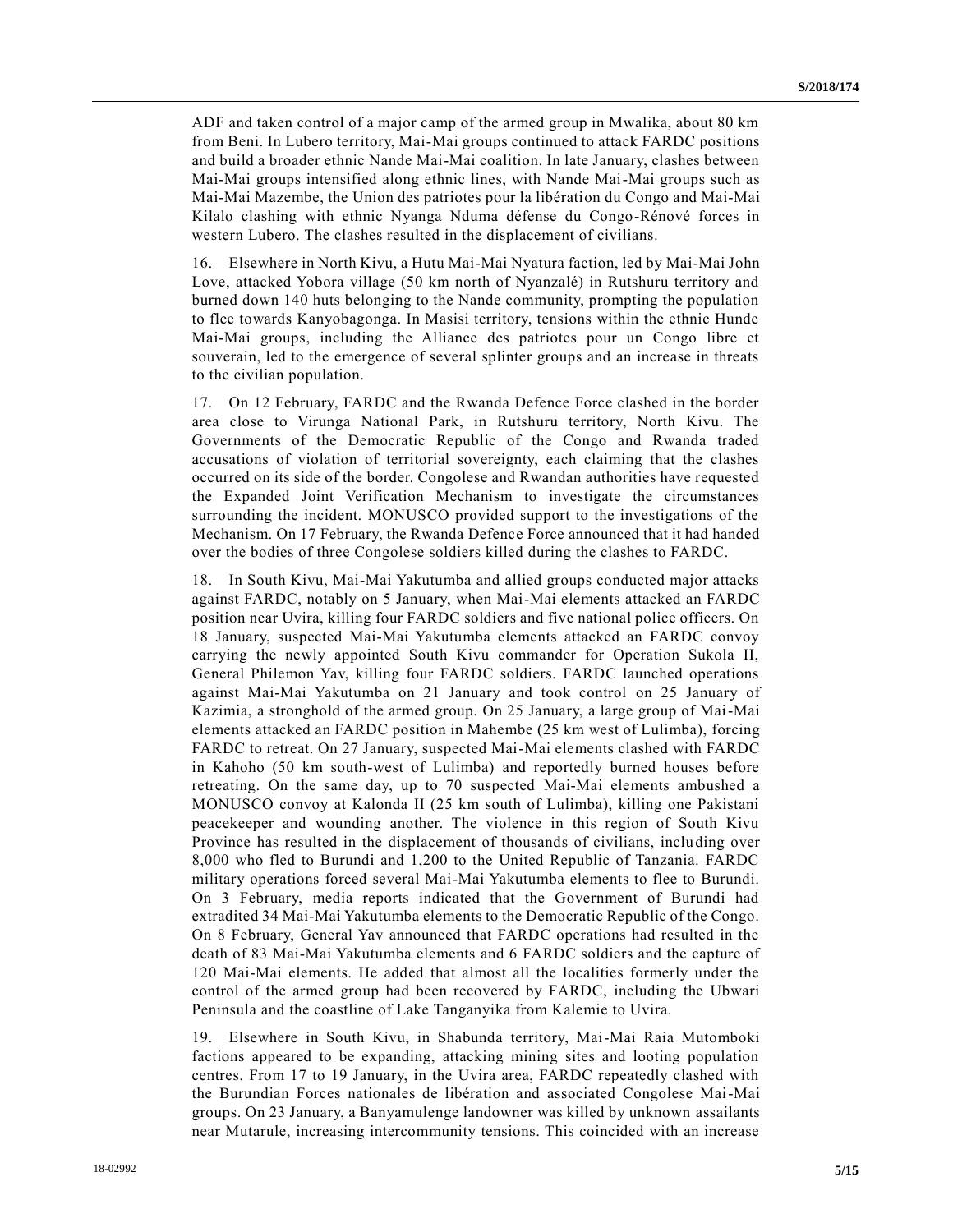ADF and taken control of a major camp of the armed group in Mwalika, about 80 km from Beni. In Lubero territory, Mai-Mai groups continued to attack FARDC positions and build a broader ethnic Nande Mai-Mai coalition. In late January, clashes between Mai-Mai groups intensified along ethnic lines, with Nande Mai-Mai groups such as Mai-Mai Mazembe, the Union des patriotes pour la libération du Congo and Mai-Mai Kilalo clashing with ethnic Nyanga Nduma défense du Congo-Rénové forces in western Lubero. The clashes resulted in the displacement of civilians.

16. Elsewhere in North Kivu, a Hutu Mai-Mai Nyatura faction, led by Mai-Mai John Love, attacked Yobora village (50 km north of Nyanzalé) in Rutshuru territory and burned down 140 huts belonging to the Nande community, prompting the population to flee towards Kanyobagonga. In Masisi territory, tensions within the ethnic Hunde Mai-Mai groups, including the Alliance des patriotes pour un Congo libre et souverain, led to the emergence of several splinter groups and an increase in threats to the civilian population.

17. On 12 February, FARDC and the Rwanda Defence Force clashed in the border area close to Virunga National Park, in Rutshuru territory, North Kivu. The Governments of the Democratic Republic of the Congo and Rwanda traded accusations of violation of territorial sovereignty, each claiming that the clashes occurred on its side of the border. Congolese and Rwandan authorities have requested the Expanded Joint Verification Mechanism to investigate the circumstances surrounding the incident. MONUSCO provided support to the investigations of the Mechanism. On 17 February, the Rwanda Defence Force announced that it had handed over the bodies of three Congolese soldiers killed during the clashes to FARDC.

18. In South Kivu, Mai-Mai Yakutumba and allied groups conducted major attacks against FARDC, notably on 5 January, when Mai-Mai elements attacked an FARDC position near Uvira, killing four FARDC soldiers and five national police officers. On 18 January, suspected Mai-Mai Yakutumba elements attacked an FARDC convoy carrying the newly appointed South Kivu commander for Operation Sukola II, General Philemon Yav, killing four FARDC soldiers. FARDC launched operations against Mai-Mai Yakutumba on 21 January and took control on 25 January of Kazimia, a stronghold of the armed group. On 25 January, a large group of Mai-Mai elements attacked an FARDC position in Mahembe (25 km west of Lulimba), forcing FARDC to retreat. On 27 January, suspected Mai-Mai elements clashed with FARDC in Kahoho (50 km south-west of Lulimba) and reportedly burned houses before retreating. On the same day, up to 70 suspected Mai-Mai elements ambushed a MONUSCO convoy at Kalonda II (25 km south of Lulimba), killing one Pakistani peacekeeper and wounding another. The violence in this region of South Kivu Province has resulted in the displacement of thousands of civilians, including over 8,000 who fled to Burundi and 1,200 to the United Republic of Tanzania. FARDC military operations forced several Mai-Mai Yakutumba elements to flee to Burundi. On 3 February, media reports indicated that the Government of Burundi had extradited 34 Mai-Mai Yakutumba elements to the Democratic Republic of the Congo. On 8 February, General Yav announced that FARDC operations had resulted in the death of 83 Mai-Mai Yakutumba elements and 6 FARDC soldiers and the capture of 120 Mai-Mai elements. He added that almost all the localities formerly under the control of the armed group had been recovered by FARDC, including the Ubwari Peninsula and the coastline of Lake Tanganyika from Kalemie to Uvira.

19. Elsewhere in South Kivu, in Shabunda territory, Mai-Mai Raia Mutomboki factions appeared to be expanding, attacking mining sites and looting population centres. From 17 to 19 January, in the Uvira area, FARDC repeatedly clashed with the Burundian Forces nationales de libération and associated Congolese Mai-Mai groups. On 23 January, a Banyamulenge landowner was killed by unknown assailants near Mutarule, increasing intercommunity tensions. This coincided with an increase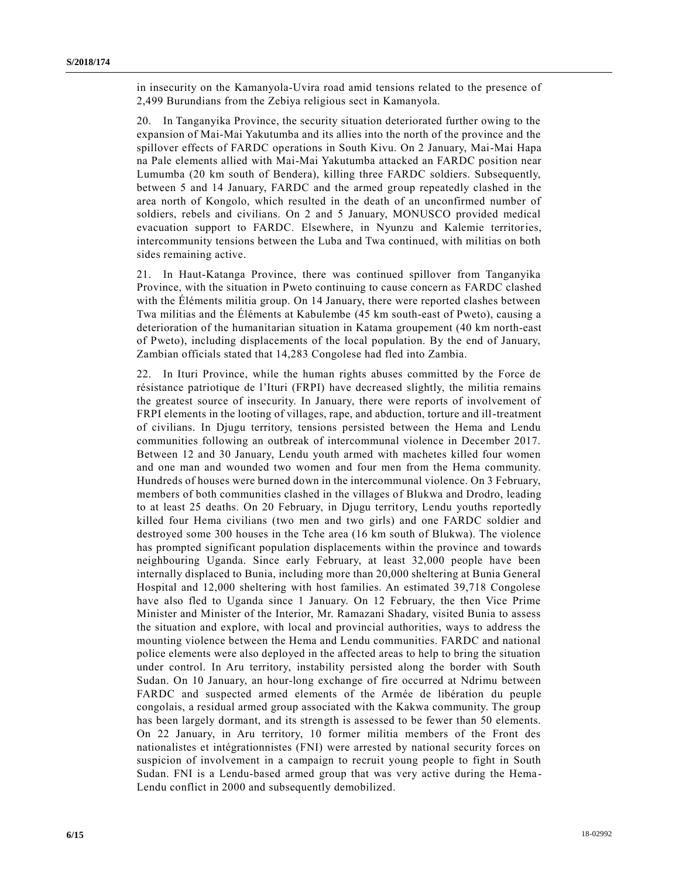in insecurity on the Kamanyola-Uvira road amid tensions related to the presence of 2,499 Burundians from the Zebiya religious sect in Kamanyola.

20. In Tanganyika Province, the security situation deteriorated further owing to the expansion of Mai-Mai Yakutumba and its allies into the north of the province and the spillover effects of FARDC operations in South Kivu. On 2 January, Mai-Mai Hapa na Pale elements allied with Mai-Mai Yakutumba attacked an FARDC position near Lumumba (20 km south of Bendera), killing three FARDC soldiers. Subsequently, between 5 and 14 January, FARDC and the armed group repeatedly clashed in the area north of Kongolo, which resulted in the death of an unconfirmed number of soldiers, rebels and civilians. On 2 and 5 January, MONUSCO provided medical evacuation support to FARDC. Elsewhere, in Nyunzu and Kalemie territories, intercommunity tensions between the Luba and Twa continued, with militias on both sides remaining active.

21. In Haut-Katanga Province, there was continued spillover from Tanganyika Province, with the situation in Pweto continuing to cause concern as FARDC clashed with the Éléments militia group. On 14 January, there were reported clashes between Twa militias and the Éléments at Kabulembe (45 km south-east of Pweto), causing a deterioration of the humanitarian situation in Katama groupement (40 km north-east of Pweto), including displacements of the local population. By the end of January, Zambian officials stated that 14,283 Congolese had fled into Zambia.

22. In Ituri Province, while the human rights abuses committed by the Force de résistance patriotique de l'Ituri (FRPI) have decreased slightly, the militia remains the greatest source of insecurity. In January, there were reports of involvement of FRPI elements in the looting of villages, rape, and abduction, torture and ill-treatment of civilians. In Djugu territory, tensions persisted between the Hema and Lendu communities following an outbreak of intercommunal violence in December 2017. Between 12 and 30 January, Lendu youth armed with machetes killed four women and one man and wounded two women and four men from the Hema community. Hundreds of houses were burned down in the intercommunal violence. On 3 February, members of both communities clashed in the villages of Blukwa and Drodro, leading to at least 25 deaths. On 20 February, in Djugu territory, Lendu youths reportedly killed four Hema civilians (two men and two girls) and one FARDC soldier and destroyed some 300 houses in the Tche area (16 km south of Blukwa). The violence has prompted significant population displacements within the province and towards neighbouring Uganda. Since early February, at least 32,000 people have been internally displaced to Bunia, including more than 20,000 sheltering at Bunia General Hospital and 12,000 sheltering with host families. An estimated 39,718 Congolese have also fled to Uganda since 1 January. On 12 February, the then Vice Prime Minister and Minister of the Interior, Mr. Ramazani Shadary, visited Bunia to assess the situation and explore, with local and provincial authorities, ways to address the mounting violence between the Hema and Lendu communities. FARDC and national police elements were also deployed in the affected areas to help to bring the situation under control. In Aru territory, instability persisted along the border with South Sudan. On 10 January, an hour-long exchange of fire occurred at Ndrimu between FARDC and suspected armed elements of the Armée de libération du peuple congolais, a residual armed group associated with the Kakwa community. The group has been largely dormant, and its strength is assessed to be fewer than 50 elements. On 22 January, in Aru territory, 10 former militia members of the Front des nationalistes et intégrationnistes (FNI) were arrested by national security forces on suspicion of involvement in a campaign to recruit young people to fight in South Sudan. FNI is a Lendu-based armed group that was very active during the Hema-Lendu conflict in 2000 and subsequently demobilized.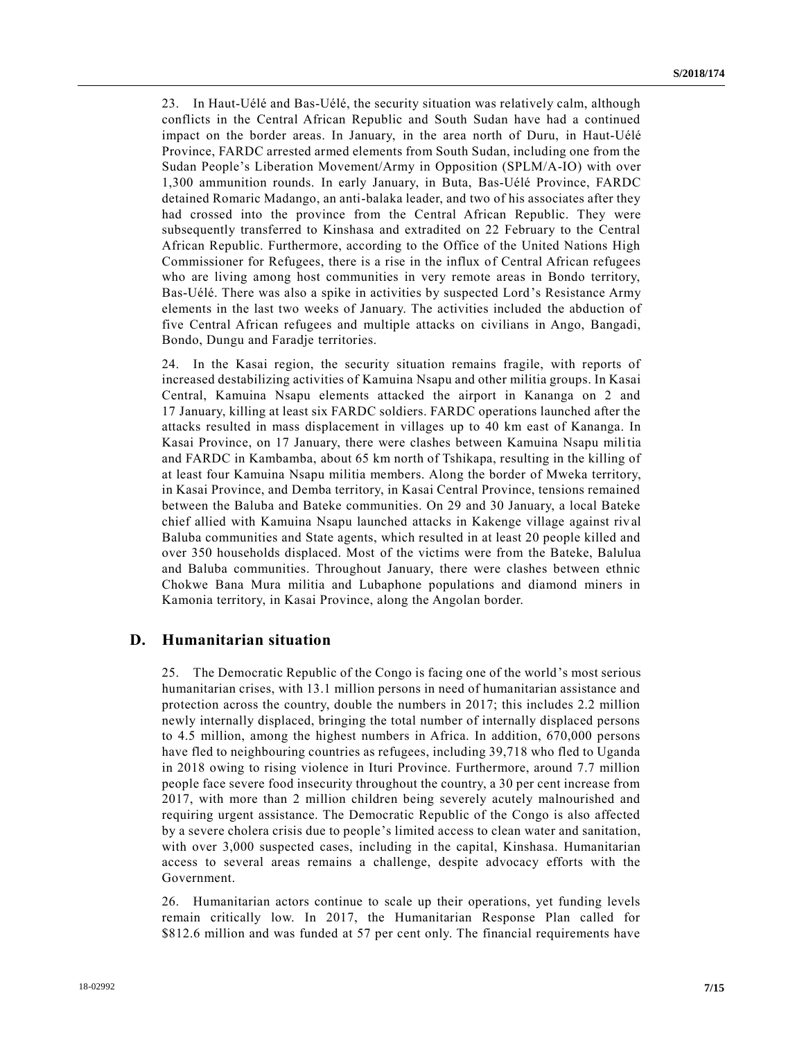23. In Haut-Uélé and Bas-Uélé, the security situation was relatively calm, although conflicts in the Central African Republic and South Sudan have had a continued impact on the border areas. In January, in the area north of Duru, in Haut-Uélé Province, FARDC arrested armed elements from South Sudan, including one from the Sudan People's Liberation Movement/Army in Opposition (SPLM/A-IO) with over 1,300 ammunition rounds. In early January, in Buta, Bas-Uélé Province, FARDC detained Romaric Madango, an anti-balaka leader, and two of his associates after they had crossed into the province from the Central African Republic. They were subsequently transferred to Kinshasa and extradited on 22 February to the Central African Republic. Furthermore, according to the Office of the United Nations High Commissioner for Refugees, there is a rise in the influx of Central African refugees who are living among host communities in very remote areas in Bondo territory, Bas-Uélé. There was also a spike in activities by suspected Lord's Resistance Army elements in the last two weeks of January. The activities included the abduction of five Central African refugees and multiple attacks on civilians in Ango, Bangadi, Bondo, Dungu and Faradje territories.

24. In the Kasai region, the security situation remains fragile, with reports of increased destabilizing activities of Kamuina Nsapu and other militia groups. In Kasai Central, Kamuina Nsapu elements attacked the airport in Kananga on 2 and 17 January, killing at least six FARDC soldiers. FARDC operations launched after the attacks resulted in mass displacement in villages up to 40 km east of Kananga. In Kasai Province, on 17 January, there were clashes between Kamuina Nsapu militia and FARDC in Kambamba, about 65 km north of Tshikapa, resulting in the killing of at least four Kamuina Nsapu militia members. Along the border of Mweka territory, in Kasai Province, and Demba territory, in Kasai Central Province, tensions remained between the Baluba and Bateke communities. On 29 and 30 January, a local Bateke chief allied with Kamuina Nsapu launched attacks in Kakenge village against rival Baluba communities and State agents, which resulted in at least 20 people killed and over 350 households displaced. Most of the victims were from the Bateke, Balulua and Baluba communities. Throughout January, there were clashes between ethnic Chokwe Bana Mura militia and Lubaphone populations and diamond miners in Kamonia territory, in Kasai Province, along the Angolan border.

## D. Humanitarian situation

25. The Democratic Republic of the Congo is facing one of the world's most serious humanitarian crises, with 13.1 million persons in need of humanitarian assistance and protection across the country, double the numbers in 2017; this includes 2.2 million newly internally displaced, bringing the total number of internally displaced persons to 4.5 million, among the highest numbers in Africa. In addition, 670,000 persons have fled to neighbouring countries as refugees, including 39,718 who fled to Uganda in 2018 owing to rising violence in Ituri Province. Furthermore, around 7.7 million people face severe food insecurity throughout the country, a 30 per cent increase from 2017, with more than 2 million children being severely acutely malnourished and requiring urgent assistance. The Democratic Republic of the Congo is also affected by a severe cholera crisis due to people's limited access to clean water and sanitation, with over 3,000 suspected cases, including in the capital, Kinshasa. Humanitarian access to several areas remains a challenge, despite advocacy efforts with the Government.

26. Humanitarian actors continue to scale up their operations, yet funding levels remain critically low. In 2017, the Humanitarian Response Plan called for $812.6 million and was funded at 57 per cent only. The financial requirements have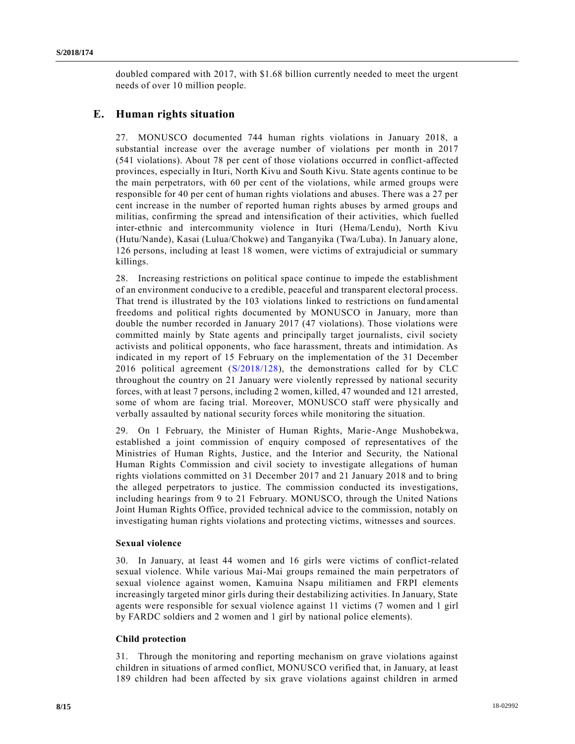doubled compared with 2017, with $1.68 billion currently needed to meet the urgent needs of over 10 million people.

## E. Human rights situation

27. MONUSCO documented 744 human rights violations in January 2018, a substantial increase over the average number of violations per month in 2017 (541 violations). About 78 per cent of those violations occurred in conflict-affected provinces, especially in Ituri, North Kivu and South Kivu. State agents continue to be the main perpetrators, with 60 per cent of the violations, while armed groups were responsible for 40 per cent of human rights violations and abuses. There was a 27 per cent increase in the number of reported human rights abuses by armed groups and militias, confirming the spread and intensification of their activities, which fuelled inter-ethnic and intercommunity violence in Ituri (Hema/Lendu), North Kivu (Hutu/Nande), Kasai (Lulua/Chokwe) and Tanganyika (Twa/Luba). In January alone, 126 persons, including at least 18 women, were victims of extrajudicial or summary killings.

28. Increasing restrictions on political space continue to impede the establishment of an environment conducive to a credible, peaceful and transparent electoral process. That trend is illustrated by the 103 violations linked to restrictions on fundamental freedoms and political rights documented by MONUSCO in January, more than double the number recorded in January 2017 (47 violations). Those violations were committed mainly by State agents and principally target journalists, civil society activists and political opponents, who face harassment, threats and intimidation. As indicated in my report of 15 February on the implementation of the 31 December 2016 political agreement (S/2018/128), the demonstrations called for by CLC throughout the country on 21 January were violently repressed by national security forces, with at least 7 persons, including 2 women, killed, 47 wounded and 121 arrested, some of whom are facing trial. Moreover, MONUSCO staff were physically and verbally assaulted by national security forces while monitoring the situation.

29. On 1 February, the Minister of Human Rights, Marie-Ange Mushobekwa, established a joint commission of enquiry composed of representatives of the Ministries of Human Rights, Justice, and the Interior and Security, the National Human Rights Commission and civil society to investigate allegations of human rights violations committed on 31 December 2017 and 21 January 2018 and to bring the alleged perpetrators to justice. The commission conducted its investigations, including hearings from 9 to 21 February. MONUSCO, through the United Nations Joint Human Rights Office, provided technical advice to the commission, notably on investigating human rights violations and protecting victims, witnesses and sources.

### Sexual violence

30. In January, at least 44 women and 16 girls were victims of conflict-related sexual violence. While various Mai-Mai groups remained the main perpetrators of sexual violence against women, Kamuina Nsapu militiamen and FRPI elements increasingly targeted minor girls during their destabilizing activities. In January, State agents were responsible for sexual violence against 11 victims (7 women and 1 girl by FARDC soldiers and 2 women and 1 girl by national police elements).

### Child protection

31. Through the monitoring and reporting mechanism on grave violations against children in situations of armed conflict, MONUSCO verified that, in January, at least 189 children had been affected by six grave violations against children in armed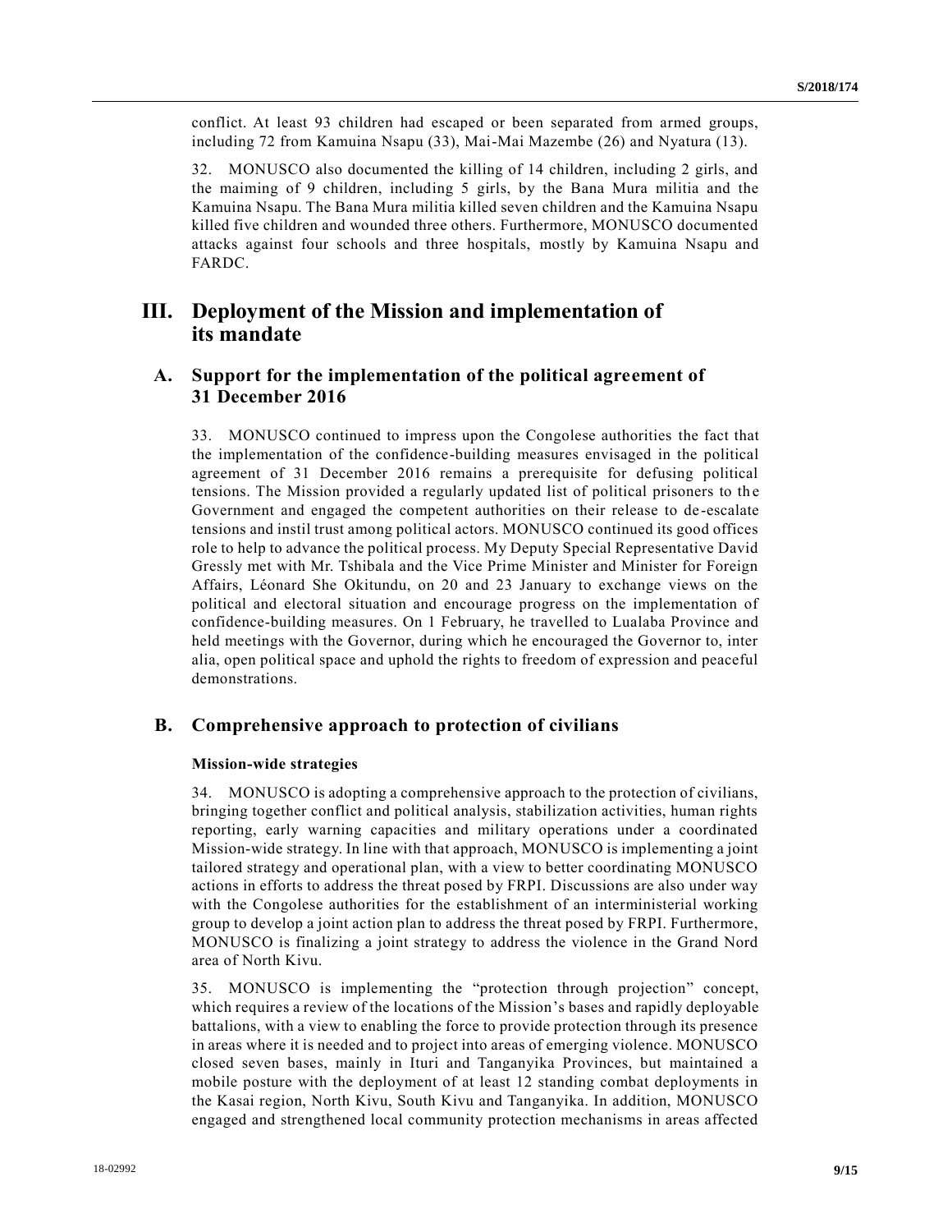conflict. At least 93 children had escaped or been separated from armed groups, including 72 from Kamuina Nsapu (33), Mai-Mai Mazembe (26) and Nyatura (13).

32. MONUSCO also documented the killing of 14 children, including 2 girls, and the maiming of 9 children, including 5 girls, by the Bana Mura militia and the Kamuina Nsapu. The Bana Mura militia killed seven children and the Kamuina Nsapu killed five children and wounded three others. Furthermore, MONUSCO documented attacks against four schools and three hospitals, mostly by Kamuina Nsapu and FARDC.

# III. Deployment of the Mission and implementation of its mandate

## A. Support for the implementation of the political agreement of 31 December 2016

33. MONUSCO continued to impress upon the Congolese authorities the fact that the implementation of the confidence-building measures envisaged in the political agreement of 31 December 2016 remains a prerequisite for defusing political tensions. The Mission provided a regularly updated list of political prisoners to the Government and engaged the competent authorities on their release to de-escalate tensions and instil trust among political actors. MONUSCO continued its good offices role to help to advance the political process. My Deputy Special Representative David Gressly met with Mr. Tshibala and the Vice Prime Minister and Minister for Foreign Affairs, Léonard She Okitundu, on 20 and 23 January to exchange views on the political and electoral situation and encourage progress on the implementation of confidence-building measures. On 1 February, he travelled to Lualaba Province and held meetings with the Governor, during which he encouraged the Governor to, inter alia, open political space and uphold the rights to freedom of expression and peaceful demonstrations.

## B. Comprehensive approach to protection of civilians

### Mission-wide strategies

34. MONUSCO is adopting a comprehensive approach to the protection of civilians, bringing together conflict and political analysis, stabilization activities, human rights reporting, early warning capacities and military operations under a coordinated Mission-wide strategy. In line with that approach, MONUSCO is implementing a joint tailored strategy and operational plan, with a view to better coordinating MONUSCO actions in efforts to address the threat posed by FRPI. Discussions are also under way with the Congolese authorities for the establishment of an interministerial working group to develop a joint action plan to address the threat posed by FRPI. Furthermore, MONUSCO is finalizing a joint strategy to address the violence in the Grand Nord area of North Kivu.

35. MONUSCO is implementing the "protection through projection" concept, which requires a review of the locations of the Mission's bases and rapidly deployable battalions, with a view to enabling the force to provide protection through its presence in areas where it is needed and to project into areas of emerging violence. MONUSCO closed seven bases, mainly in Ituri and Tanganyika Provinces, but maintained a mobile posture with the deployment of at least 12 standing combat deployments in the Kasai region, North Kivu, South Kivu and Tanganyika. In addition, MONUSCO engaged and strengthened local community protection mechanisms in areas affected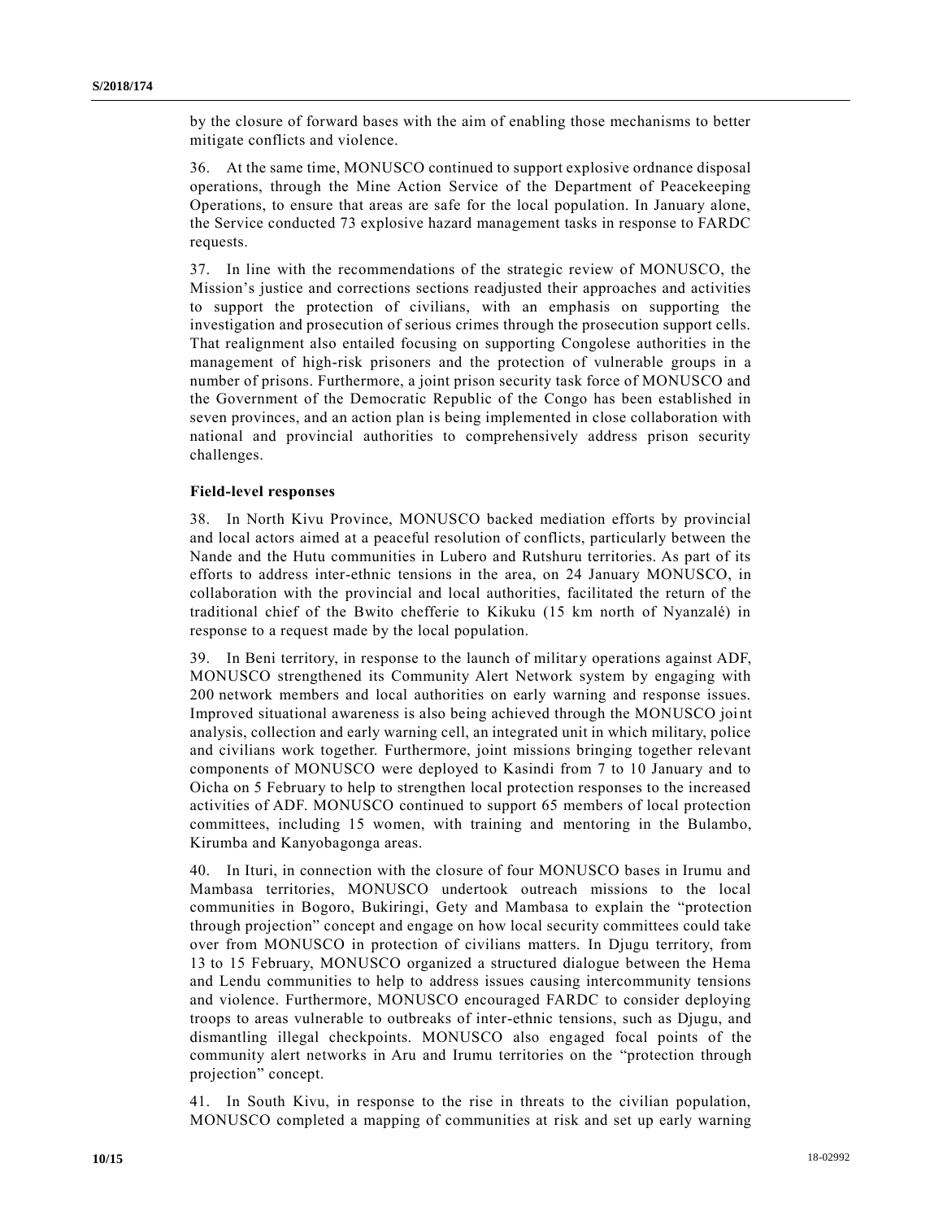by the closure of forward bases with the aim of enabling those mechanisms to better mitigate conflicts and violence.

36. At the same time, MONUSCO continued to support explosive ordnance disposal operations, through the Mine Action Service of the Department of Peacekeeping Operations, to ensure that areas are safe for the local population. In January alone, the Service conducted 73 explosive hazard management tasks in response to FARDC requests.

37. In line with the recommendations of the strategic review of MONUSCO, the Mission's justice and corrections sections readjusted their approaches and activities to support the protection of civilians, with an emphasis on supporting the investigation and prosecution of serious crimes through the prosecution support cells. That realignment also entailed focusing on supporting Congolese authorities in the management of high-risk prisoners and the protection of vulnerable groups in a number of prisons. Furthermore, a joint prison security task force of MONUSCO and the Government of the Democratic Republic of the Congo has been established in seven provinces, and an action plan is being implemented in close collaboration with national and provincial authorities to comprehensively address prison security challenges.

**Field-level responses**

38. In North Kivu Province, MONUSCO backed mediation efforts by provincial and local actors aimed at a peaceful resolution of conflicts, particularly between the Nande and the Hutu communities in Lubero and Rutshuru territories. As part of its efforts to address inter-ethnic tensions in the area, on 24 January MONUSCO, in collaboration with the provincial and local authorities, facilitated the return of the traditional chief of the Bwito chefferie to Kikuku (15 km north of Nyanzalé) in response to a request made by the local population.

39. In Beni territory, in response to the launch of military operations against ADF, MONUSCO strengthened its Community Alert Network system by engaging with 200 network members and local authorities on early warning and response issues. Improved situational awareness is also being achieved through the MONUSCO joint analysis, collection and early warning cell, an integrated unit in which military, police and civilians work together. Furthermore, joint missions bringing together relevant components of MONUSCO were deployed to Kasindi from 7 to 10 January and to Oicha on 5 February to help to strengthen local protection responses to the increased activities of ADF. MONUSCO continued to support 65 members of local protection committees, including 15 women, with training and mentoring in the Bulambo, Kirumba and Kanyobagonga areas.

40. In Ituri, in connection with the closure of four MONUSCO bases in Irumu and Mambasa territories, MONUSCO undertook outreach missions to the local communities in Bogoro, Bukiringi, Gety and Mambasa to explain the "protection through projection" concept and engage on how local security committees could take over from MONUSCO in protection of civilians matters. In Djugu territory, from 13 to 15 February, MONUSCO organized a structured dialogue between the Hema and Lendu communities to help to address issues causing intercommunity tensions and violence. Furthermore, MONUSCO encouraged FARDC to consider deploying troops to areas vulnerable to outbreaks of inter-ethnic tensions, such as Djugu, and dismantling illegal checkpoints. MONUSCO also engaged focal points of the community alert networks in Aru and Irumu territories on the "protection through projection" concept.

41. In South Kivu, in response to the rise in threats to the civilian population, MONUSCO completed a mapping of communities at risk and set up early warning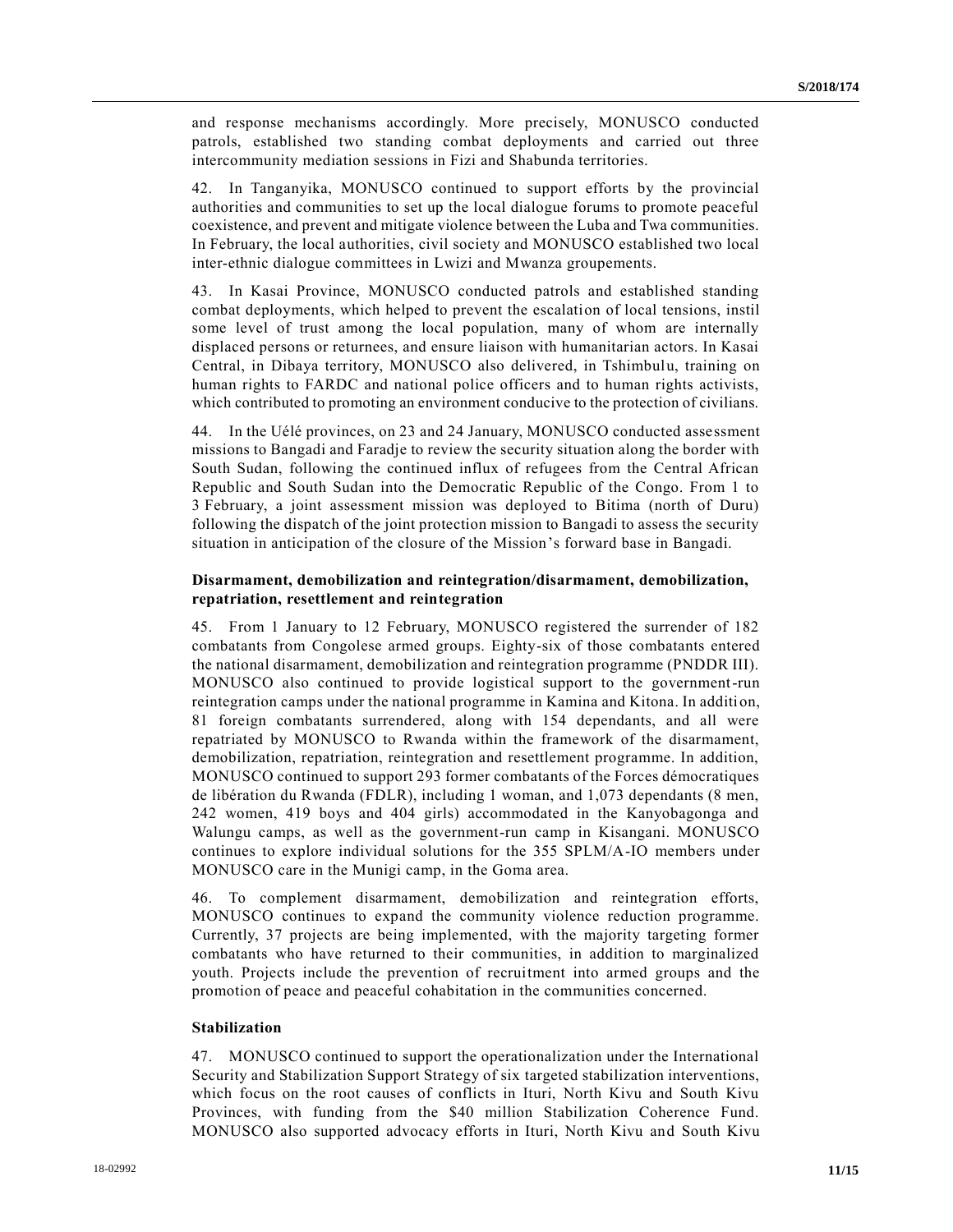and response mechanisms accordingly. More precisely, MONUSCO conducted patrols, established two standing combat deployments and carried out three intercommunity mediation sessions in Fizi and Shabunda territories.

42. In Tanganyika, MONUSCO continued to support efforts by the provincial authorities and communities to set up the local dialogue forums to promote peaceful coexistence, and prevent and mitigate violence between the Luba and Twa communities. In February, the local authorities, civil society and MONUSCO established two local inter-ethnic dialogue committees in Lwizi and Mwanza groupements.

43. In Kasai Province, MONUSCO conducted patrols and established standing combat deployments, which helped to prevent the escalation of local tensions, instil some level of trust among the local population, many of whom are internally displaced persons or returnees, and ensure liaison with humanitarian actors. In Kasai Central, in Dibaya territory, MONUSCO also delivered, in Tshimbulu, training on human rights to FARDC and national police officers and to human rights activists, which contributed to promoting an environment conducive to the protection of civilians.

44. In the Uélé provinces, on 23 and 24 January, MONUSCO conducted assessment missions to Bangadi and Faradje to review the security situation along the border with South Sudan, following the continued influx of refugees from the Central African Republic and South Sudan into the Democratic Republic of the Congo. From 1 to 3 February, a joint assessment mission was deployed to Bitima (north of Duru) following the dispatch of the joint protection mission to Bangadi to assess the security situation in anticipation of the closure of the Mission's forward base in Bangadi.

### Disarmament, demobilization and reintegration/disarmament, demobilization, repatriation, resettlement and reintegration

45. From 1 January to 12 February, MONUSCO registered the surrender of 182 combatants from Congolese armed groups. Eighty-six of those combatants entered the national disarmament, demobilization and reintegration programme (PNDDR III). MONUSCO also continued to provide logistical support to the government-run reintegration camps under the national programme in Kamina and Kitona. In addition, 81 foreign combatants surrendered, along with 154 dependants, and all were repatriated by MONUSCO to Rwanda within the framework of the disarmament, demobilization, repatriation, reintegration and resettlement programme. In addition, MONUSCO continued to support 293 former combatants of the Forces démocratiques de libération du Rwanda (FDLR), including 1 woman, and 1,073 dependants (8 men, 242 women, 419 boys and 404 girls) accommodated in the Kanyobagonga and Walungu camps, as well as the government-run camp in Kisangani. MONUSCO continues to explore individual solutions for the 355 SPLM/A-IO members under MONUSCO care in the Munigi camp, in the Goma area.

46. To complement disarmament, demobilization and reintegration efforts, MONUSCO continues to expand the community violence reduction programme. Currently, 37 projects are being implemented, with the majority targeting former combatants who have returned to their communities, in addition to marginalized youth. Projects include the prevention of recruitment into armed groups and the promotion of peace and peaceful cohabitation in the communities concerned.

### Stabilization

47. MONUSCO continued to support the operationalization under the International Security and Stabilization Support Strategy of six targeted stabilization interventions, which focus on the root causes of conflicts in Ituri, North Kivu and South Kivu Provinces, with funding from the $40 million Stabilization Coherence Fund. MONUSCO also supported advocacy efforts in Ituri, North Kivu and South Kivu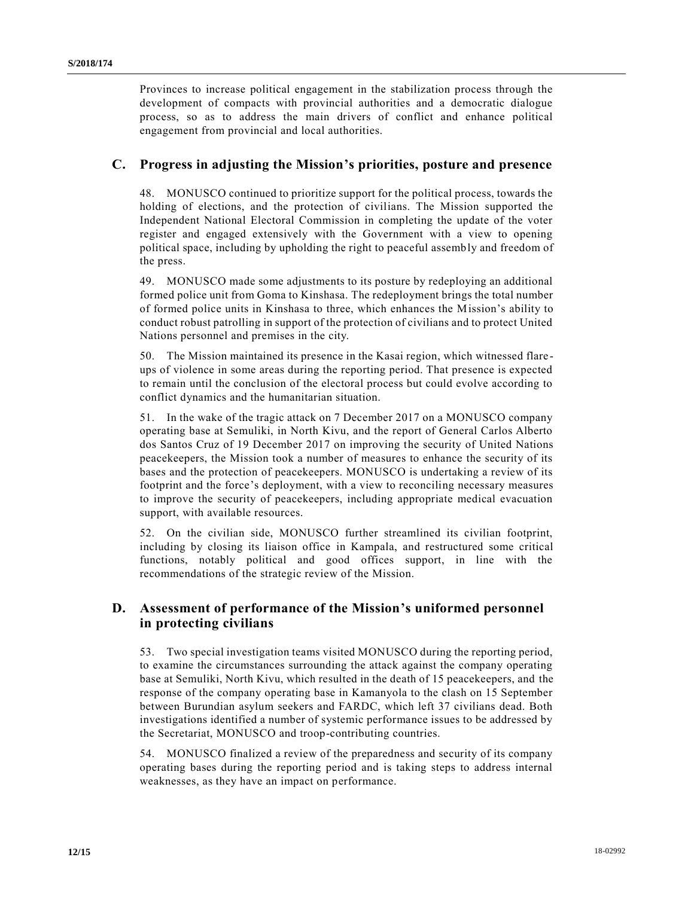Provinces to increase political engagement in the stabilization process through the development of compacts with provincial authorities and a democratic dialogue process, so as to address the main drivers of conflict and enhance political engagement from provincial and local authorities.

## C. Progress in adjusting the Mission's priorities, posture and presence

48. MONUSCO continued to prioritize support for the political process, towards the holding of elections, and the protection of civilians. The Mission supported the Independent National Electoral Commission in completing the update of the voter register and engaged extensively with the Government with a view to opening political space, including by upholding the right to peaceful assembly and freedom of the press.

49. MONUSCO made some adjustments to its posture by redeploying an additional formed police unit from Goma to Kinshasa. The redeployment brings the total number of formed police units in Kinshasa to three, which enhances the Mission's ability to conduct robust patrolling in support of the protection of civilians and to protect United Nations personnel and premises in the city.

50. The Mission maintained its presence in the Kasai region, which witnessed flare-ups of violence in some areas during the reporting period. That presence is expected to remain until the conclusion of the electoral process but could evolve according to conflict dynamics and the humanitarian situation.

51. In the wake of the tragic attack on 7 December 2017 on a MONUSCO company operating base at Semuliki, in North Kivu, and the report of General Carlos Alberto dos Santos Cruz of 19 December 2017 on improving the security of United Nations peacekeepers, the Mission took a number of measures to enhance the security of its bases and the protection of peacekeepers. MONUSCO is undertaking a review of its footprint and the force's deployment, with a view to reconciling necessary measures to improve the security of peacekeepers, including appropriate medical evacuation support, with available resources.

52. On the civilian side, MONUSCO further streamlined its civilian footprint, including by closing its liaison office in Kampala, and restructured some critical functions, notably political and good offices support, in line with the recommendations of the strategic review of the Mission.

## D. Assessment of performance of the Mission's uniformed personnel in protecting civilians

53. Two special investigation teams visited MONUSCO during the reporting period, to examine the circumstances surrounding the attack against the company operating base at Semuliki, North Kivu, which resulted in the death of 15 peacekeepers, and the response of the company operating base in Kamanyola to the clash on 15 September between Burundian asylum seekers and FARDC, which left 37 civilians dead. Both investigations identified a number of systemic performance issues to be addressed by the Secretariat, MONUSCO and troop-contributing countries.

54. MONUSCO finalized a review of the preparedness and security of its company operating bases during the reporting period and is taking steps to address internal weaknesses, as they have an impact on performance.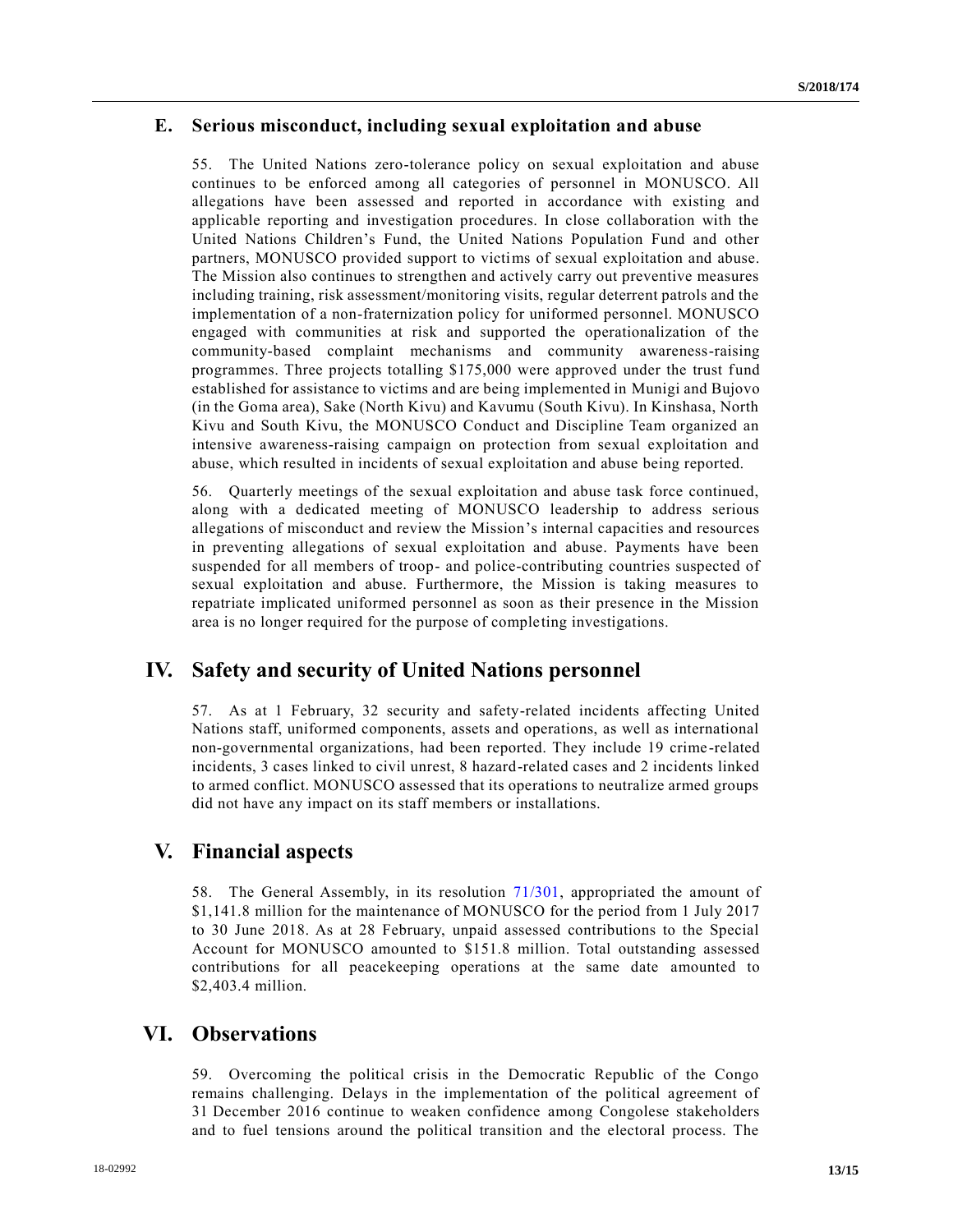### E. Serious misconduct, including sexual exploitation and abuse

55. The United Nations zero-tolerance policy on sexual exploitation and abuse continues to be enforced among all categories of personnel in MONUSCO. All allegations have been assessed and reported in accordance with existing and applicable reporting and investigation procedures. In close collaboration with the United Nations Children's Fund, the United Nations Population Fund and other partners, MONUSCO provided support to victims of sexual exploitation and abuse. The Mission also continues to strengthen and actively carry out preventive measures including training, risk assessment/monitoring visits, regular deterrent patrols and the implementation of a non-fraternization policy for uniformed personnel. MONUSCO engaged with communities at risk and supported the operationalization of the community-based complaint mechanisms and community awareness-raising programmes. Three projects totalling $175,000 were approved under the trust fund established for assistance to victims and are being implemented in Munigi and Bujovo (in the Goma area), Sake (North Kivu) and Kavumu (South Kivu). In Kinshasa, North Kivu and South Kivu, the MONUSCO Conduct and Discipline Team organized an intensive awareness-raising campaign on protection from sexual exploitation and abuse, which resulted in incidents of sexual exploitation and abuse being reported.

56. Quarterly meetings of the sexual exploitation and abuse task force continued, along with a dedicated meeting of MONUSCO leadership to address serious allegations of misconduct and review the Mission's internal capacities and resources in preventing allegations of sexual exploitation and abuse. Payments have been suspended for all members of troop- and police-contributing countries suspected of sexual exploitation and abuse. Furthermore, the Mission is taking measures to repatriate implicated uniformed personnel as soon as their presence in the Mission area is no longer required for the purpose of completing investigations.

## IV. Safety and security of United Nations personnel

57. As at 1 February, 32 security and safety-related incidents affecting United Nations staff, uniformed components, assets and operations, as well as international non-governmental organizations, had been reported. They include 19 crime-related incidents, 3 cases linked to civil unrest, 8 hazard-related cases and 2 incidents linked to armed conflict. MONUSCO assessed that its operations to neutralize armed groups did not have any impact on its staff members or installations.

## V. Financial aspects

58. The General Assembly, in its resolution 71/301, appropriated the amount of $1,141.8 million for the maintenance of MONUSCO for the period from 1 July 2017 to 30 June 2018. As at 28 February, unpaid assessed contributions to the Special Account for MONUSCO amounted to $151.8 million. Total outstanding assessed contributions for all peacekeeping operations at the same date amounted to $2,403.4 million.

## VI. Observations

59. Overcoming the political crisis in the Democratic Republic of the Congo remains challenging. Delays in the implementation of the political agreement of 31 December 2016 continue to weaken confidence among Congolese stakeholders and to fuel tensions around the political transition and the electoral process. The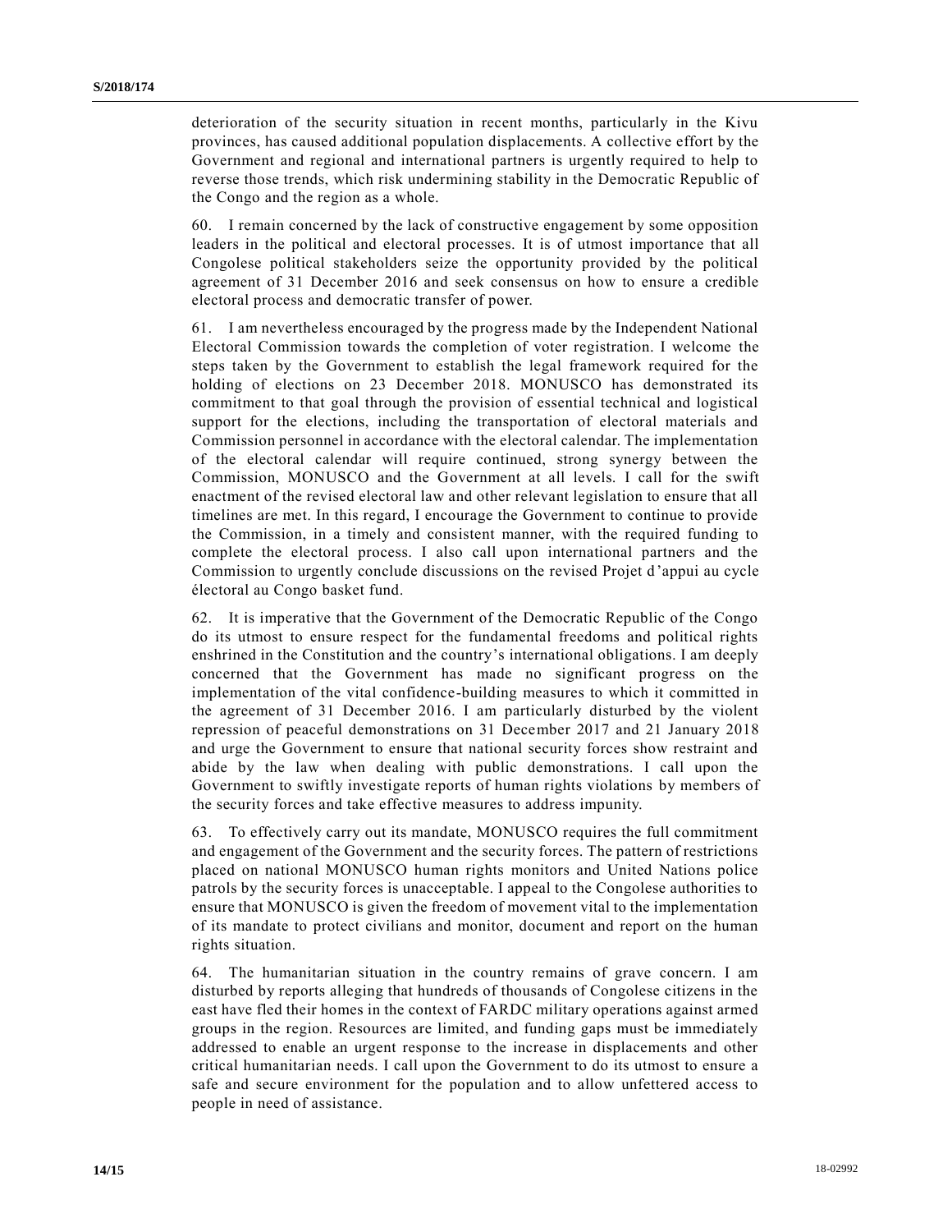deterioration of the security situation in recent months, particularly in the Kivu provinces, has caused additional population displacements. A collective effort by the Government and regional and international partners is urgently required to help to reverse those trends, which risk undermining stability in the Democratic Republic of the Congo and the region as a whole.

60. I remain concerned by the lack of constructive engagement by some opposition leaders in the political and electoral processes. It is of utmost importance that all Congolese political stakeholders seize the opportunity provided by the political agreement of 31 December 2016 and seek consensus on how to ensure a credible electoral process and democratic transfer of power.

61. I am nevertheless encouraged by the progress made by the Independent National Electoral Commission towards the completion of voter registration. I welcome the steps taken by the Government to establish the legal framework required for the holding of elections on 23 December 2018. MONUSCO has demonstrated its commitment to that goal through the provision of essential technical and logistical support for the elections, including the transportation of electoral materials and Commission personnel in accordance with the electoral calendar. The implementation of the electoral calendar will require continued, strong synergy between the Commission, MONUSCO and the Government at all levels. I call for the swift enactment of the revised electoral law and other relevant legislation to ensure that all timelines are met. In this regard, I encourage the Government to continue to provide the Commission, in a timely and consistent manner, with the required funding to complete the electoral process. I also call upon international partners and the Commission to urgently conclude discussions on the revised Projet d'appui au cycle électoral au Congo basket fund.

62. It is imperative that the Government of the Democratic Republic of the Congo do its utmost to ensure respect for the fundamental freedoms and political rights enshrined in the Constitution and the country's international obligations. I am deeply concerned that the Government has made no significant progress on the implementation of the vital confidence-building measures to which it committed in the agreement of 31 December 2016. I am particularly disturbed by the violent repression of peaceful demonstrations on 31 December 2017 and 21 January 2018 and urge the Government to ensure that national security forces show restraint and abide by the law when dealing with public demonstrations. I call upon the Government to swiftly investigate reports of human rights violations by members of the security forces and take effective measures to address impunity.

63. To effectively carry out its mandate, MONUSCO requires the full commitment and engagement of the Government and the security forces. The pattern of restrictions placed on national MONUSCO human rights monitors and United Nations police patrols by the security forces is unacceptable. I appeal to the Congolese authorities to ensure that MONUSCO is given the freedom of movement vital to the implementation of its mandate to protect civilians and monitor, document and report on the human rights situation.

64. The humanitarian situation in the country remains of grave concern. I am disturbed by reports alleging that hundreds of thousands of Congolese citizens in the east have fled their homes in the context of FARDC military operations against armed groups in the region. Resources are limited, and funding gaps must be immediately addressed to enable an urgent response to the increase in displacements and other critical humanitarian needs. I call upon the Government to do its utmost to ensure a safe and secure environment for the population and to allow unfettered access to people in need of assistance.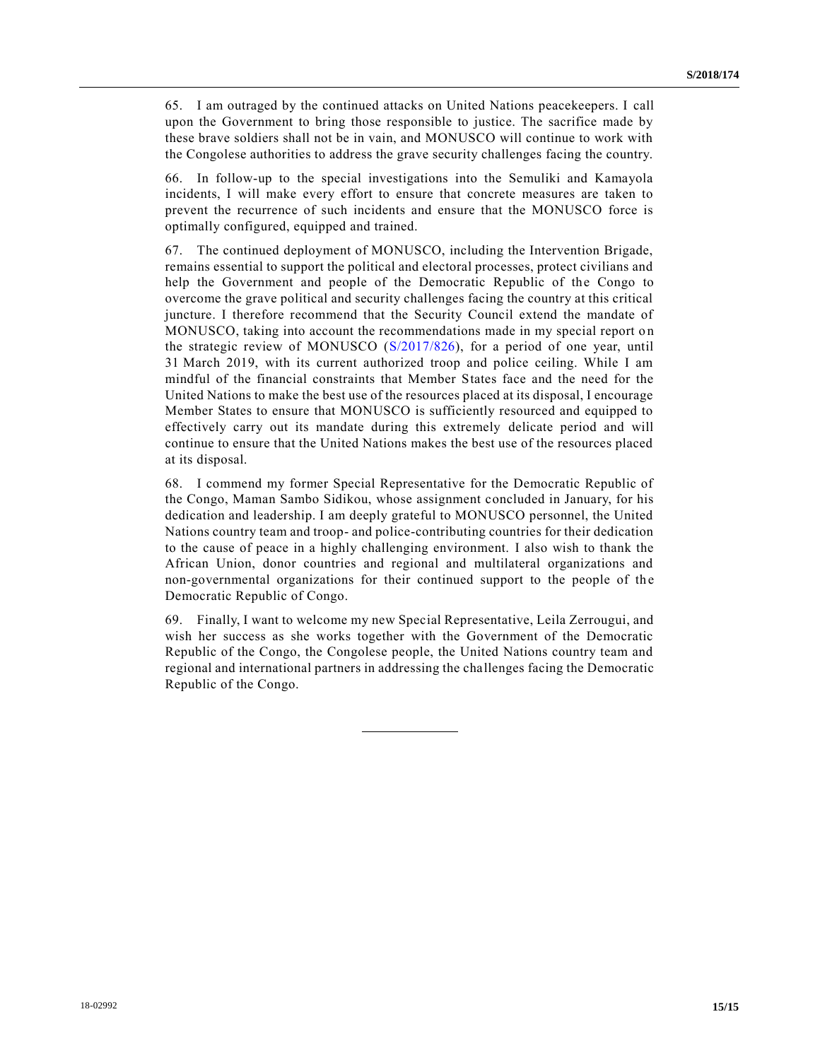65. I am outraged by the continued attacks on United Nations peacekeepers. I call upon the Government to bring those responsible to justice. The sacrifice made by these brave soldiers shall not be in vain, and MONUSCO will continue to work with the Congolese authorities to address the grave security challenges facing the country.

66. In follow-up to the special investigations into the Semuliki and Kamayola incidents, I will make every effort to ensure that concrete measures are taken to prevent the recurrence of such incidents and ensure that the MONUSCO force is optimally configured, equipped and trained.

67. The continued deployment of MONUSCO, including the Intervention Brigade, remains essential to support the political and electoral processes, protect civilians and help the Government and people of the Democratic Republic of the Congo to overcome the grave political and security challenges facing the country at this critical juncture. I therefore recommend that the Security Council extend the mandate of MONUSCO, taking into account the recommendations made in my special report on the strategic review of MONUSCO (S/2017/826), for a period of one year, until 31 March 2019, with its current authorized troop and police ceiling. While I am mindful of the financial constraints that Member States face and the need for the United Nations to make the best use of the resources placed at its disposal, I encourage Member States to ensure that MONUSCO is sufficiently resourced and equipped to effectively carry out its mandate during this extremely delicate period and will continue to ensure that the United Nations makes the best use of the resources placed at its disposal.

68. I commend my former Special Representative for the Democratic Republic of the Congo, Maman Sambo Sidikou, whose assignment concluded in January, for his dedication and leadership. I am deeply grateful to MONUSCO personnel, the United Nations country team and troop- and police-contributing countries for their dedication to the cause of peace in a highly challenging environment. I also wish to thank the African Union, donor countries and regional and multilateral organizations and non-governmental organizations for their continued support to the people of the Democratic Republic of Congo.

69. Finally, I want to welcome my new Special Representative, Leila Zerrougui, and wish her success as she works together with the Government of the Democratic Republic of the Congo, the Congolese people, the United Nations country team and regional and international partners in addressing the challenges facing the Democratic Republic of the Congo.